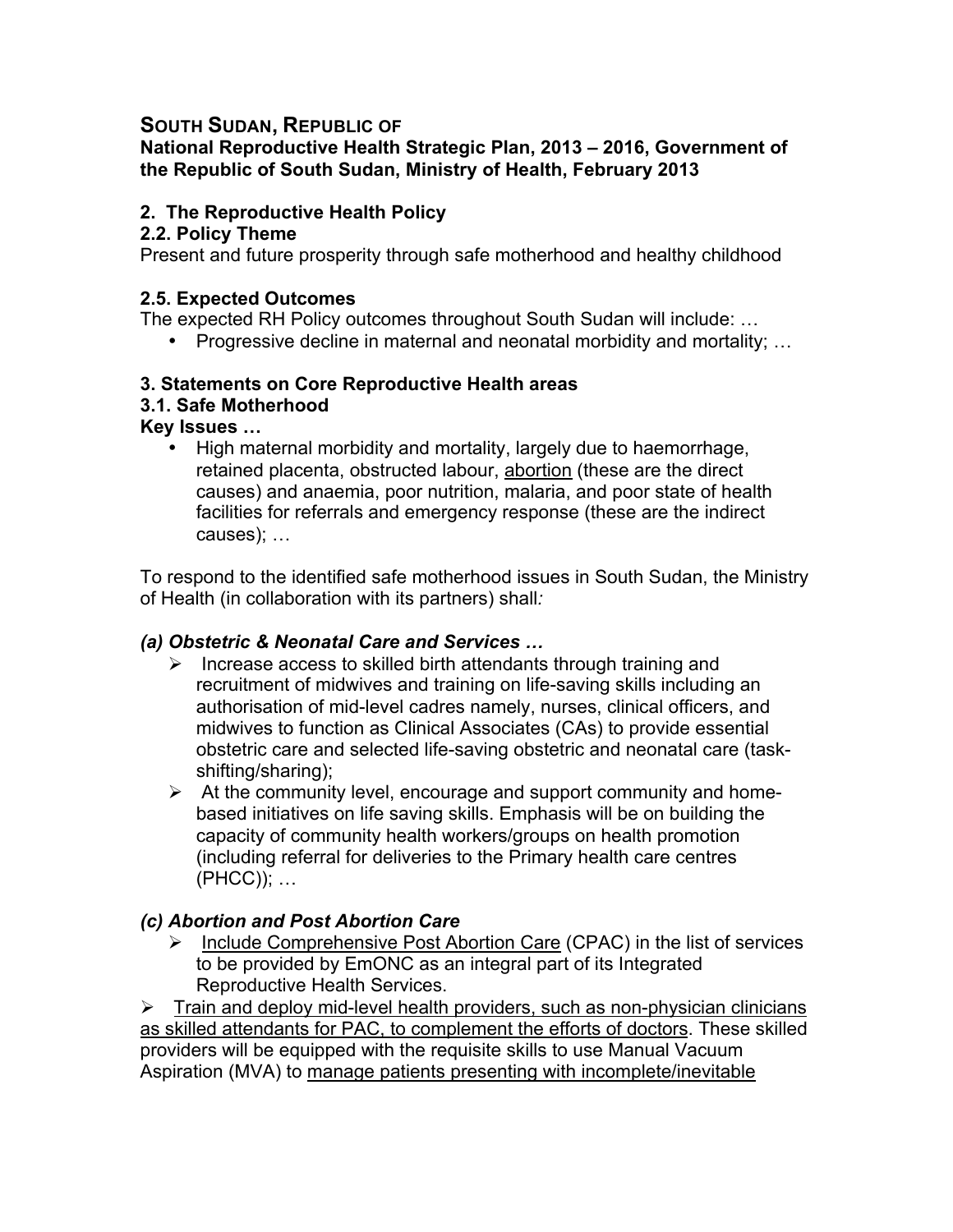**SOUTH SUDAN, REPUBLIC OF**
**National Reproductive Health Strategic Plan, 2013 – 2016, Government of the Republic of South Sudan, Ministry of Health, February 2013**

## 2. The Reproductive Health Policy

### 2.2. Policy Theme

Present and future prosperity through safe motherhood and healthy childhood

### 2.5. Expected Outcomes

The expected RH Policy outcomes throughout South Sudan will include: …

- Progressive decline in maternal and neonatal morbidity and mortality; …

## 3. Statements on Core Reproductive Health areas

### 3.1. Safe Motherhood

**Key Issues …**

- High maternal morbidity and mortality, largely due to haemorrhage, retained placenta, obstructed labour, <u>abortion</u> (these are the direct causes) and anaemia, poor nutrition, malaria, and poor state of health facilities for referrals and emergency response (these are the indirect causes); …

To respond to the identified safe motherhood issues in South Sudan, the Ministry of Health (in collaboration with its partners) shall*:*

#### *(a) Obstetric & Neonatal Care and Services …*

- Increase access to skilled birth attendants through training and recruitment of midwives and training on life-saving skills including an authorisation of mid-level cadres namely, nurses, clinical officers, and midwives to function as Clinical Associates (CAs) to provide essential obstetric care and selected life-saving obstetric and neonatal care (task-shifting/sharing);
- At the community level, encourage and support community and home-based initiatives on life saving skills. Emphasis will be on building the capacity of community health workers/groups on health promotion (including referral for deliveries to the Primary health care centres (PHCC)); …

#### *(c) Abortion and Post Abortion Care*

- <u>Include Comprehensive Post Abortion Care</u> (CPAC) in the list of services to be provided by EmONC as an integral part of its Integrated Reproductive Health Services.
- <u>Train and deploy mid-level health providers, such as non-physician clinicians as skilled attendants for PAC, to complement the efforts of doctors</u>. These skilled providers will be equipped with the requisite skills to use Manual Vacuum Aspiration (MVA) to <u>manage patients presenting with incomplete/inevitable</u>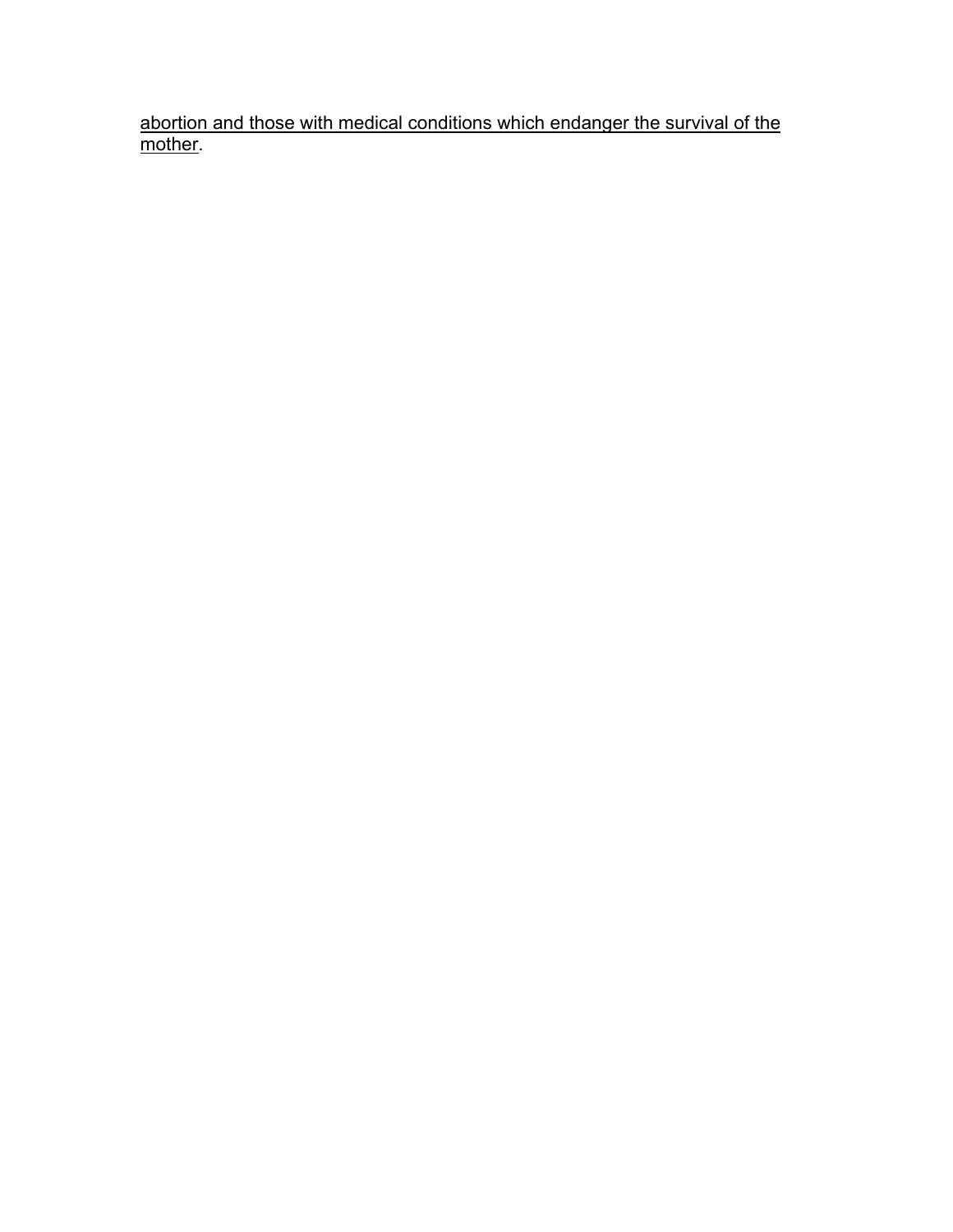<u>abortion and those with medical conditions which endanger the survival of the mother</u>.